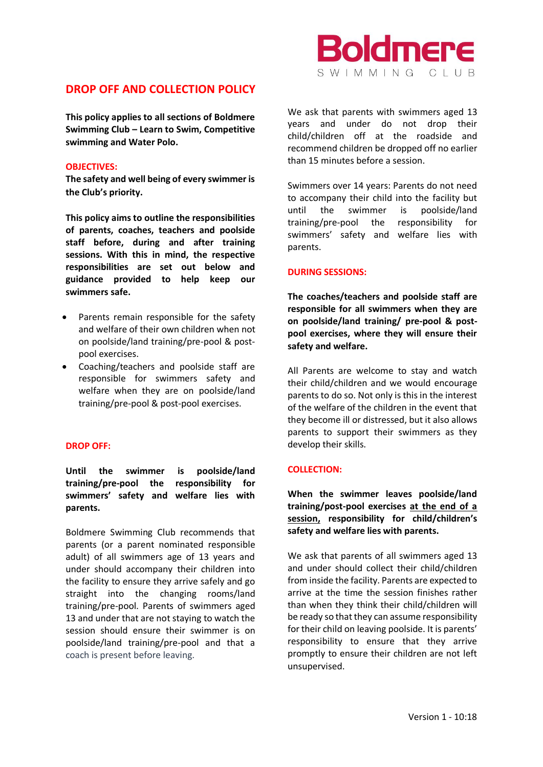Boldmere SWIMMING CLUB

# DROP OFF AND COLLECTION POLICY

**This policy applies to all sections of Boldmere Swimming Club – Learn to Swim, Competitive swimming and Water Polo.**

## OBJECTIVES:

**The safety and well being of every swimmer is the Club's priority.**

**This policy aims to outline the responsibilities of parents, coaches, teachers and poolside staff before, during and after training sessions. With this in mind, the respective responsibilities are set out below and guidance provided to help keep our swimmers safe.**

- Parents remain responsible for the safety and welfare of their own children when not on poolside/land training/pre-pool & post-pool exercises.
- Coaching/teachers and poolside staff are responsible for swimmers safety and welfare when they are on poolside/land training/pre-pool & post-pool exercises.

## DROP OFF:

**Until the swimmer is poolside/land training/pre-pool the responsibility for swimmers' safety and welfare lies with parents.**

Boldmere Swimming Club recommends that parents (or a parent nominated responsible adult) of all swimmers age of 13 years and under should accompany their children into the facility to ensure they arrive safely and go straight into the changing rooms/land training/pre-pool. Parents of swimmers aged 13 and under that are not staying to watch the session should ensure their swimmer is on poolside/land training/pre-pool and that a coach is present before leaving.

We ask that parents with swimmers aged 13 years and under do not drop their child/children off at the roadside and recommend children be dropped off no earlier than 15 minutes before a session.

Swimmers over 14 years: Parents do not need to accompany their child into the facility but until the swimmer is poolside/land training/pre-pool the responsibility for swimmers' safety and welfare lies with parents.

## DURING SESSIONS:

**The coaches/teachers and poolside staff are responsible for all swimmers when they are on poolside/land training/ pre-pool & post-pool exercises, where they will ensure their safety and welfare.**

All Parents are welcome to stay and watch their child/children and we would encourage parents to do so. Not only is this in the interest of the welfare of the children in the event that they become ill or distressed, but it also allows parents to support their swimmers as they develop their skills.

## COLLECTION:

**When the swimmer leaves poolside/land training/post-pool exercises <u>at the end of a session,</u> responsibility for child/children's safety and welfare lies with parents.**

We ask that parents of all swimmers aged 13 and under should collect their child/children from inside the facility. Parents are expected to arrive at the time the session finishes rather than when they think their child/children will be ready so that they can assume responsibility for their child on leaving poolside. It is parents' responsibility to ensure that they arrive promptly to ensure their children are not left unsupervised.

Version 1 - 10:18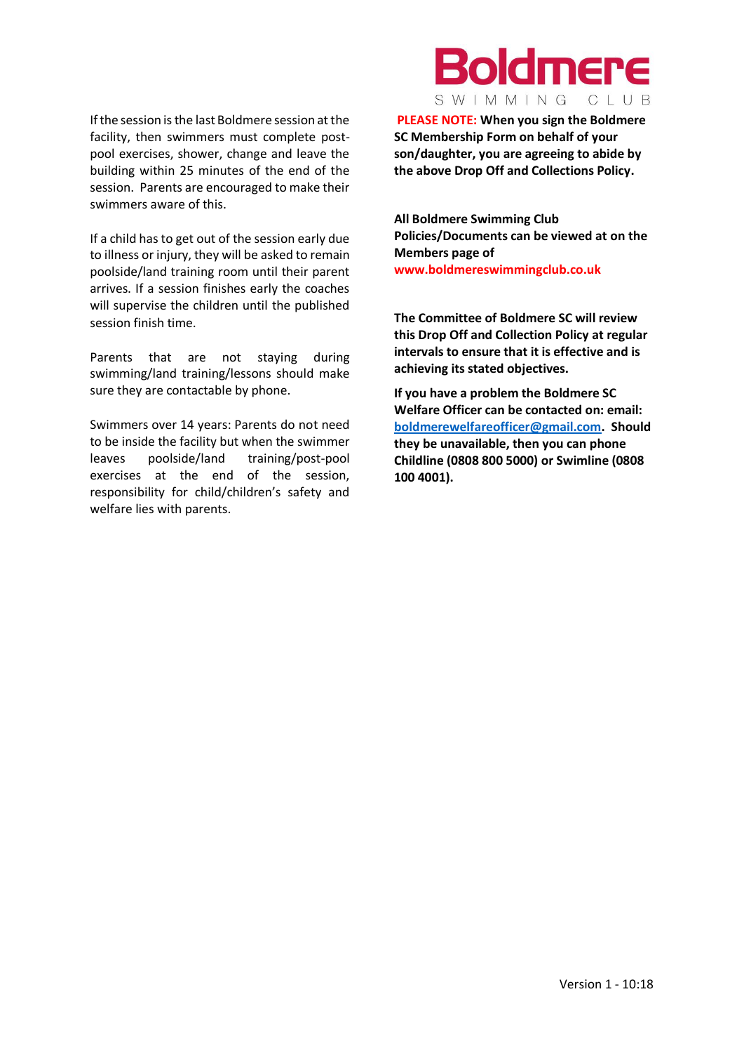If the session is the last Boldmere session at the facility, then swimmers must complete post-pool exercises, shower, change and leave the building within 25 minutes of the end of the session. Parents are encouraged to make their swimmers aware of this.

If a child has to get out of the session early due to illness or injury, they will be asked to remain poolside/land training room until their parent arrives. If a session finishes early the coaches will supervise the children until the published session finish time.

Parents that are not staying during swimming/land training/lessons should make sure they are contactable by phone.

Swimmers over 14 years: Parents do not need to be inside the facility but when the swimmer leaves poolside/land training/post-pool exercises at the end of the session, responsibility for child/children's safety and welfare lies with parents.

**PLEASE NOTE: When you sign the Boldmere SC Membership Form on behalf of your son/daughter, you are agreeing to abide by the above Drop Off and Collections Policy.**

**All Boldmere Swimming Club Policies/Documents can be viewed at on the Members page of www.boldmereswimmingclub.co.uk**

**The Committee of Boldmere SC will review this Drop Off and Collection Policy at regular intervals to ensure that it is effective and is achieving its stated objectives.**

**If you have a problem the Boldmere SC Welfare Officer can be contacted on: email: boldmerewelfareofficer@gmail.com. Should they be unavailable, then you can phone Childline (0808 800 5000) or Swimline (0808 100 4001).**

Version 1 - 10:18